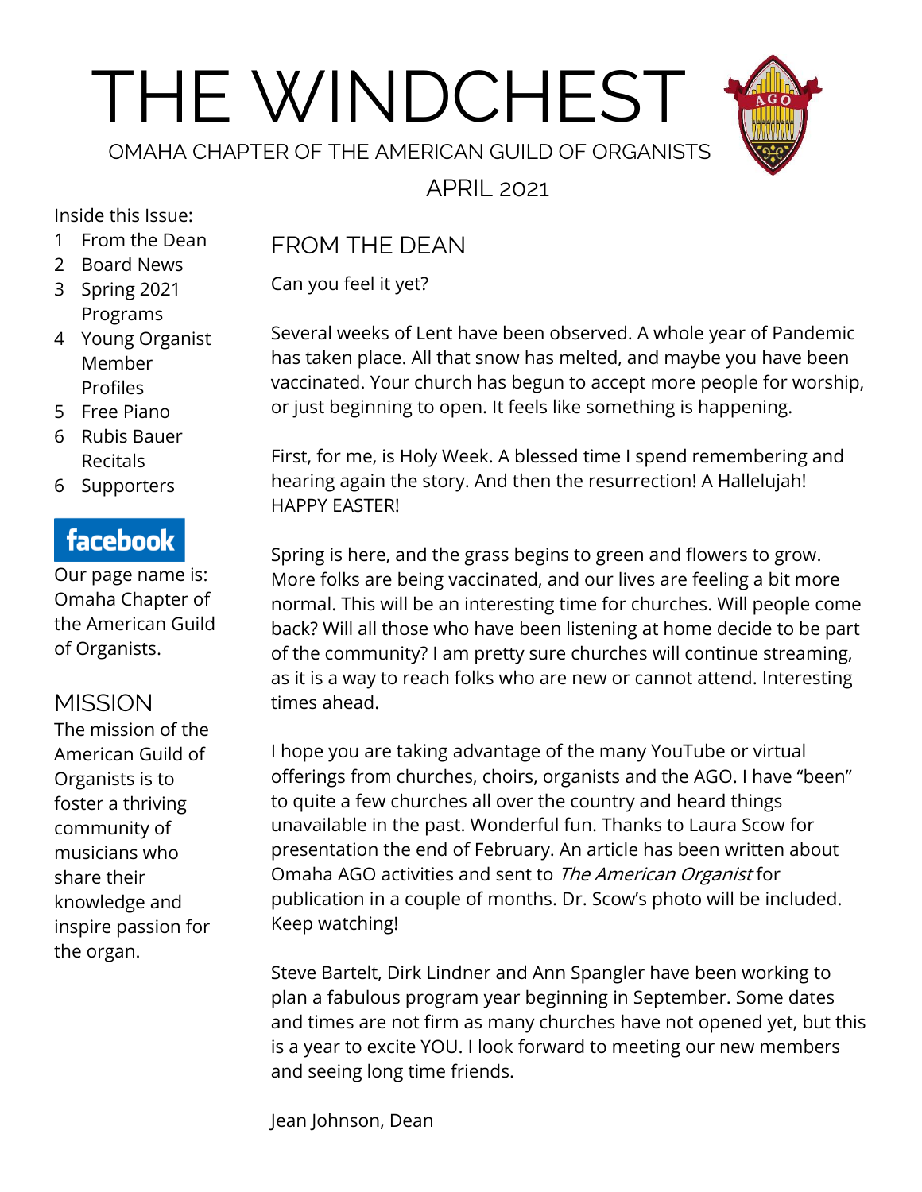# THE WINDCHEST

OMAHA CHAPTER OF THE AMERICAN GUILD OF ORGANISTS

APRIL 2021

Inside this Issue:

1 From the Dean
2 Board News
3 Spring 2021 Programs
4 Young Organist Member Profiles
5 Free Piano
6 Rubis Bauer Recitals
6 Supporters

facebook

Our page name is: Omaha Chapter of the American Guild of Organists.

## MISSION

The mission of the American Guild of Organists is to foster a thriving community of musicians who share their knowledge and inspire passion for the organ.

## FROM THE DEAN

Can you feel it yet?

Several weeks of Lent have been observed. A whole year of Pandemic has taken place. All that snow has melted, and maybe you have been vaccinated. Your church has begun to accept more people for worship, or just beginning to open. It feels like something is happening.

First, for me, is Holy Week. A blessed time I spend remembering and hearing again the story. And then the resurrection! A Hallelujah! HAPPY EASTER!

Spring is here, and the grass begins to green and flowers to grow. More folks are being vaccinated, and our lives are feeling a bit more normal. This will be an interesting time for churches. Will people come back? Will all those who have been listening at home decide to be part of the community? I am pretty sure churches will continue streaming, as it is a way to reach folks who are new or cannot attend. Interesting times ahead.

I hope you are taking advantage of the many YouTube or virtual offerings from churches, choirs, organists and the AGO. I have "been" to quite a few churches all over the country and heard things unavailable in the past. Wonderful fun. Thanks to Laura Scow for presentation the end of February. An article has been written about Omaha AGO activities and sent to *The American Organist* for publication in a couple of months. Dr. Scow's photo will be included. Keep watching!

Steve Bartelt, Dirk Lindner and Ann Spangler have been working to plan a fabulous program year beginning in September. Some dates and times are not firm as many churches have not opened yet, but this is a year to excite YOU. I look forward to meeting our new members and seeing long time friends.

Jean Johnson, Dean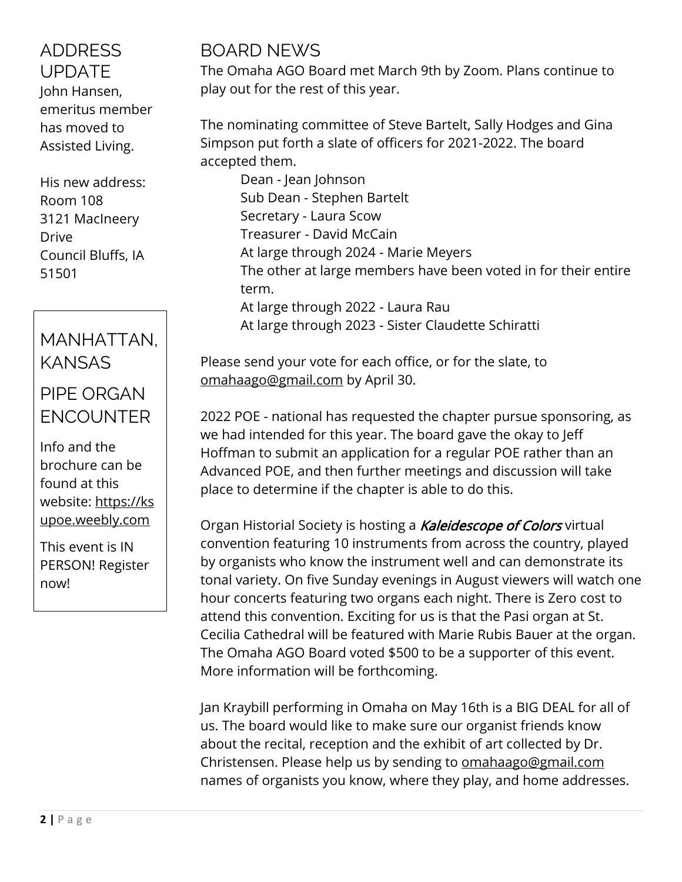## ADDRESS UPDATE

John Hansen, emeritus member has moved to Assisted Living.

His new address:
Room 108
3121 MacIneery Drive
Council Bluffs, IA 51501

## MANHATTAN, KANSAS

## PIPE ORGAN ENCOUNTER

Info and the brochure can be found at this website: https://ksupoe.weebly.com

This event is IN PERSON! Register now!

## BOARD NEWS

The Omaha AGO Board met March 9th by Zoom. Plans continue to play out for the rest of this year.

The nominating committee of Steve Bartelt, Sally Hodges and Gina Simpson put forth a slate of officers for 2021-2022. The board accepted them.

Dean - Jean Johnson
Sub Dean - Stephen Bartelt
Secretary - Laura Scow
Treasurer - David McCain
At large through 2024 - Marie Meyers
The other at large members have been voted in for their entire term.
At large through 2022 - Laura Rau
At large through 2023 - Sister Claudette Schiratti

Please send your vote for each office, or for the slate, to omahaago@gmail.com by April 30.

2022 POE - national has requested the chapter pursue sponsoring, as we had intended for this year. The board gave the okay to Jeff Hoffman to submit an application for a regular POE rather than an Advanced POE, and then further meetings and discussion will take place to determine if the chapter is able to do this.

Organ Historial Society is hosting a ***Kaleidescope of Colors*** virtual convention featuring 10 instruments from across the country, played by organists who know the instrument well and can demonstrate its tonal variety. On five Sunday evenings in August viewers will watch one hour concerts featuring two organs each night. There is Zero cost to attend this convention. Exciting for us is that the Pasi organ at St. Cecilia Cathedral will be featured with Marie Rubis Bauer at the organ. The Omaha AGO Board voted $500 to be a supporter of this event. More information will be forthcoming.

Jan Kraybill performing in Omaha on May 16th is a BIG DEAL for all of us. The board would like to make sure our organist friends know about the recital, reception and the exhibit of art collected by Dr. Christensen. Please help us by sending to omahaago@gmail.com names of organists you know, where they play, and home addresses.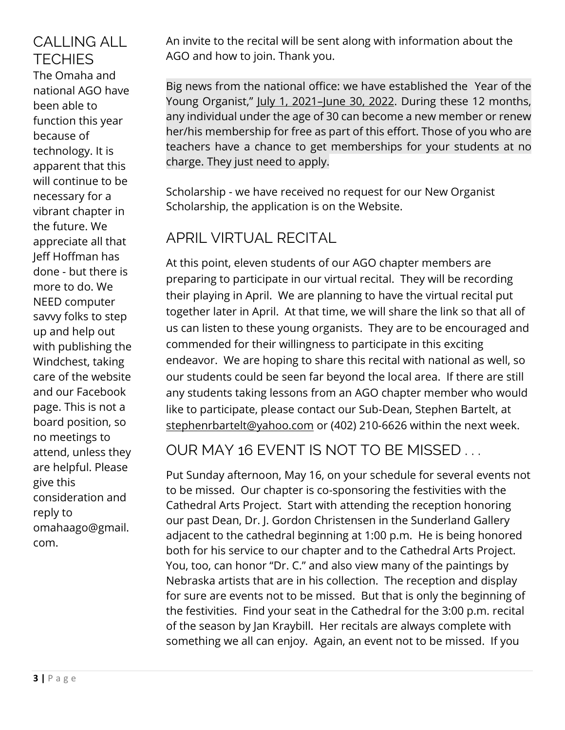## CALLING ALL TECHIES

The Omaha and national AGO have been able to function this year because of technology. It is apparent that this will continue to be necessary for a vibrant chapter in the future. We appreciate all that Jeff Hoffman has done - but there is more to do. We NEED computer savvy folks to step up and help out with publishing the Windchest, taking care of the website and our Facebook page. This is not a board position, so no meetings to attend, unless they are helpful. Please give this consideration and reply to omahaago@gmail.com.

An invite to the recital will be sent along with information about the AGO and how to join. Thank you.

Big news from the national office: we have established the Year of the Young Organist," July 1, 2021–June 30, 2022. During these 12 months, any individual under the age of 30 can become a new member or renew her/his membership for free as part of this effort. Those of you who are teachers have a chance to get memberships for your students at no charge. They just need to apply.

Scholarship - we have received no request for our New Organist Scholarship, the application is on the Website.

## APRIL VIRTUAL RECITAL

At this point, eleven students of our AGO chapter members are preparing to participate in our virtual recital. They will be recording their playing in April. We are planning to have the virtual recital put together later in April. At that time, we will share the link so that all of us can listen to these young organists. They are to be encouraged and commended for their willingness to participate in this exciting endeavor. We are hoping to share this recital with national as well, so our students could be seen far beyond the local area. If there are still any students taking lessons from an AGO chapter member who would like to participate, please contact our Sub-Dean, Stephen Bartelt, at stephenrbartelt@yahoo.com or (402) 210-6626 within the next week.

## OUR MAY 16 EVENT IS NOT TO BE MISSED . . .

Put Sunday afternoon, May 16, on your schedule for several events not to be missed. Our chapter is co-sponsoring the festivities with the Cathedral Arts Project. Start with attending the reception honoring our past Dean, Dr. J. Gordon Christensen in the Sunderland Gallery adjacent to the cathedral beginning at 1:00 p.m. He is being honored both for his service to our chapter and to the Cathedral Arts Project. You, too, can honor "Dr. C." and also view many of the paintings by Nebraska artists that are in his collection. The reception and display for sure are events not to be missed. But that is only the beginning of the festivities. Find your seat in the Cathedral for the 3:00 p.m. recital of the season by Jan Kraybill. Her recitals are always complete with something we all can enjoy. Again, an event not to be missed. If you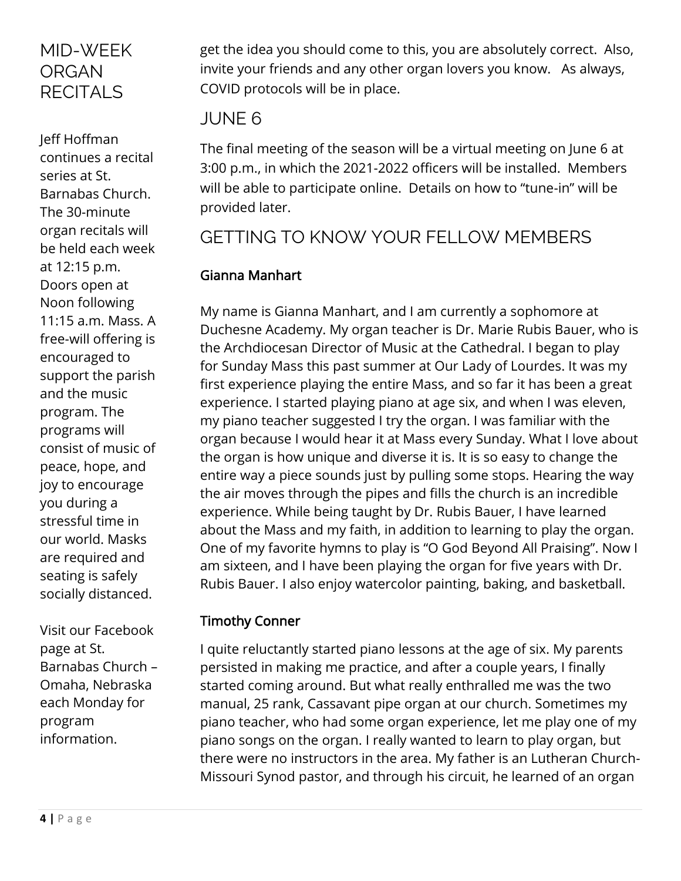get the idea you should come to this, you are absolutely correct. Also, invite your friends and any other organ lovers you know. As always, COVID protocols will be in place.

## JUNE 6

The final meeting of the season will be a virtual meeting on June 6 at 3:00 p.m., in which the 2021-2022 officers will be installed. Members will be able to participate online. Details on how to "tune-in" will be provided later.

## GETTING TO KNOW YOUR FELLOW MEMBERS

### Gianna Manhart

My name is Gianna Manhart, and I am currently a sophomore at Duchesne Academy. My organ teacher is Dr. Marie Rubis Bauer, who is the Archdiocesan Director of Music at the Cathedral. I began to play for Sunday Mass this past summer at Our Lady of Lourdes. It was my first experience playing the entire Mass, and so far it has been a great experience. I started playing piano at age six, and when I was eleven, my piano teacher suggested I try the organ. I was familiar with the organ because I would hear it at Mass every Sunday. What I love about the organ is how unique and diverse it is. It is so easy to change the entire way a piece sounds just by pulling some stops. Hearing the way the air moves through the pipes and fills the church is an incredible experience. While being taught by Dr. Rubis Bauer, I have learned about the Mass and my faith, in addition to learning to play the organ. One of my favorite hymns to play is "O God Beyond All Praising". Now I am sixteen, and I have been playing the organ for five years with Dr. Rubis Bauer. I also enjoy watercolor painting, baking, and basketball.

### Timothy Conner

I quite reluctantly started piano lessons at the age of six. My parents persisted in making me practice, and after a couple years, I finally started coming around. But what really enthralled me was the two manual, 25 rank, Cassavant pipe organ at our church. Sometimes my piano teacher, who had some organ experience, let me play one of my piano songs on the organ. I really wanted to learn to play organ, but there were no instructors in the area. My father is an Lutheran Church-Missouri Synod pastor, and through his circuit, he learned of an organ

## MID-WEEK ORGAN RECITALS

Jeff Hoffman continues a recital series at St. Barnabas Church. The 30-minute organ recitals will be held each week at 12:15 p.m. Doors open at Noon following 11:15 a.m. Mass. A free-will offering is encouraged to support the parish and the music program. The programs will consist of music of peace, hope, and joy to encourage you during a stressful time in our world. Masks are required and seating is safely socially distanced.

Visit our Facebook page at St. Barnabas Church – Omaha, Nebraska each Monday for program information.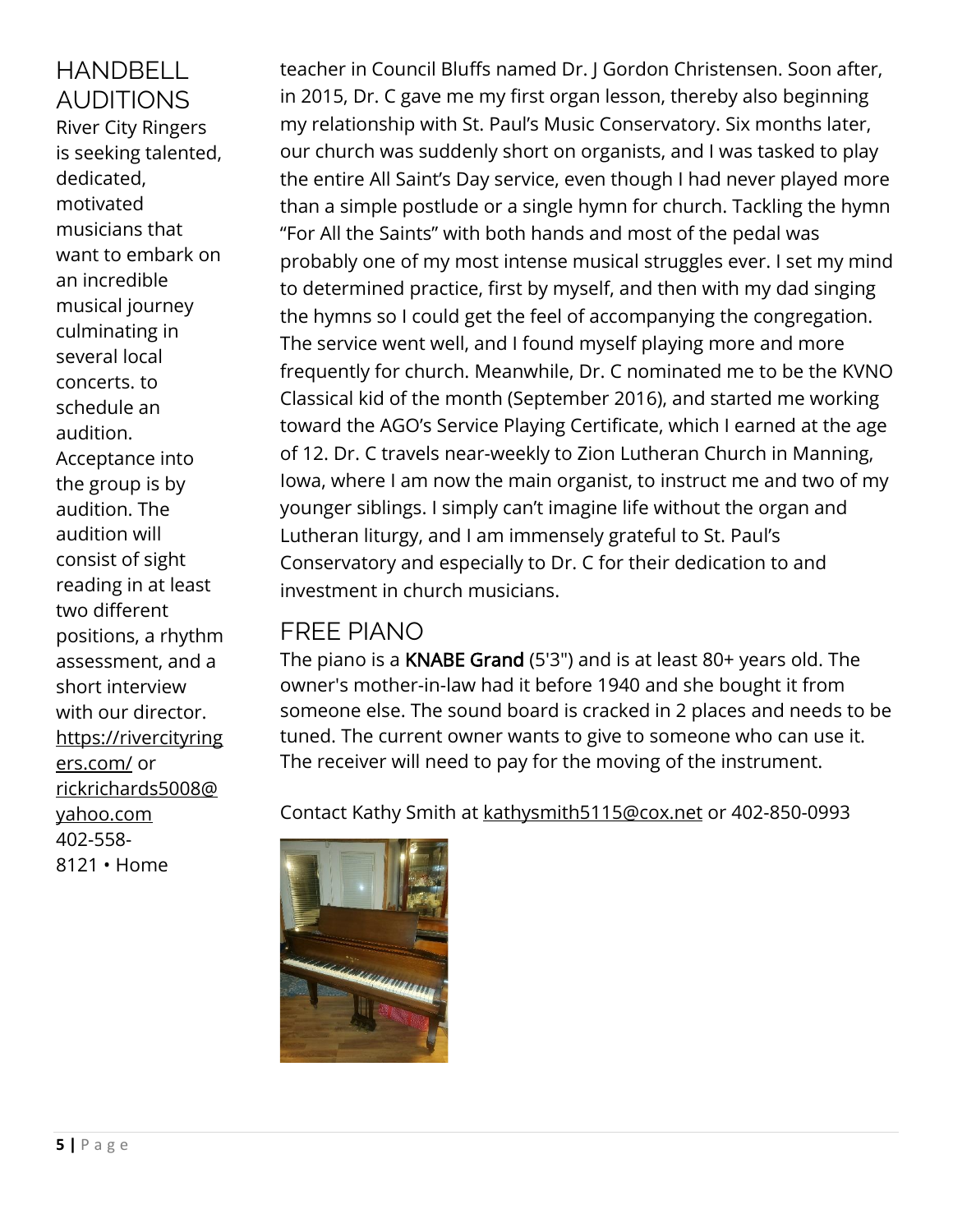## HANDBELL AUDITIONS

River City Ringers is seeking talented, dedicated, motivated musicians that want to embark on an incredible musical journey culminating in several local concerts. to schedule an audition. Acceptance into the group is by audition. The audition will consist of sight reading in at least two different positions, a rhythm assessment, and a short interview with our director. https://rivercityringers.com/ or rickrichards5008@yahoo.com 402-558-8121 • Home

teacher in Council Bluffs named Dr. J Gordon Christensen. Soon after, in 2015, Dr. C gave me my first organ lesson, thereby also beginning my relationship with St. Paul's Music Conservatory. Six months later, our church was suddenly short on organists, and I was tasked to play the entire All Saint's Day service, even though I had never played more than a simple postlude or a single hymn for church. Tackling the hymn "For All the Saints" with both hands and most of the pedal was probably one of my most intense musical struggles ever. I set my mind to determined practice, first by myself, and then with my dad singing the hymns so I could get the feel of accompanying the congregation. The service went well, and I found myself playing more and more frequently for church. Meanwhile, Dr. C nominated me to be the KVNO Classical kid of the month (September 2016), and started me working toward the AGO's Service Playing Certificate, which I earned at the age of 12. Dr. C travels near-weekly to Zion Lutheran Church in Manning, Iowa, where I am now the main organist, to instruct me and two of my younger siblings. I simply can't imagine life without the organ and Lutheran liturgy, and I am immensely grateful to St. Paul's Conservatory and especially to Dr. C for their dedication to and investment in church musicians.

## FREE PIANO

The piano is a KNABE Grand (5'3") and is at least 80+ years old. The owner's mother-in-law had it before 1940 and she bought it from someone else. The sound board is cracked in 2 places and needs to be tuned. The current owner wants to give to someone who can use it. The receiver will need to pay for the moving of the instrument.

Contact Kathy Smith at kathysmith5115@cox.net or 402-850-0993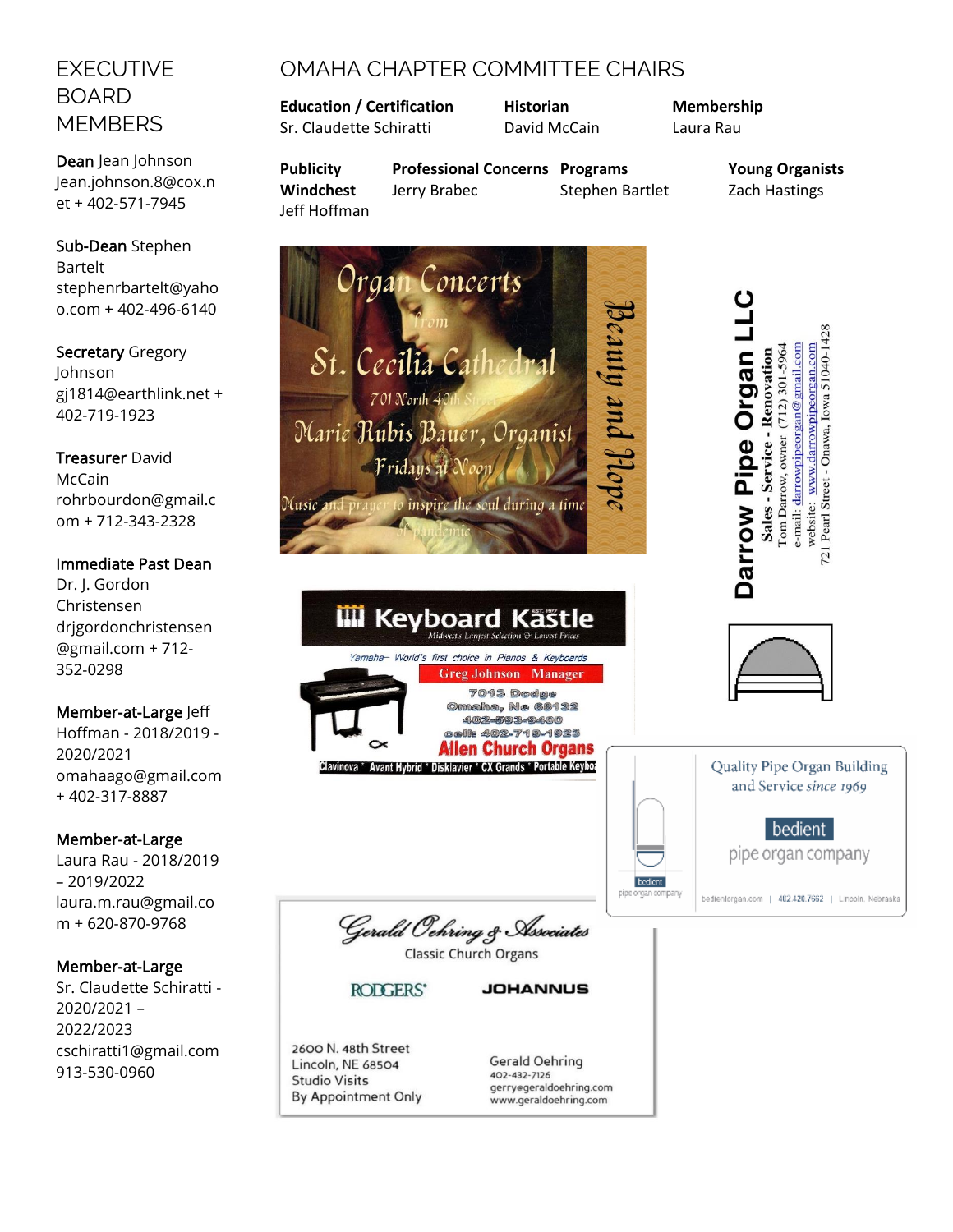## EXECUTIVE BOARD MEMBERS

**Dean** Jean Johnson
Jean.johnson.8@cox.net + 402-571-7945

**Sub-Dean** Stephen Bartelt
stephenrbartelt@yahoo.com + 402-496-6140

**Secretary** Gregory Johnson
gj1814@earthlink.net + 402-719-1923

**Treasurer** David McCain
rohrbourdon@gmail.com + 712-343-2328

**Immediate Past Dean**
Dr. J. Gordon Christensen
drjgordonchristensen@gmail.com + 712-352-0298

**Member-at-Large** Jeff Hoffman - 2018/2019 - 2020/2021
omahaago@gmail.com + 402-317-8887

**Member-at-Large**
Laura Rau - 2018/2019 – 2019/2022
laura.m.rau@gmail.com + 620-870-9768

**Member-at-Large**
Sr. Claudette Schiratti - 2020/2021 – 2022/2023
cschiratti1@gmail.com
913-530-0960

## OMAHA CHAPTER COMMITTEE CHAIRS

**Education / Certification**
Sr. Claudette Schiratti

**Historian**
David McCain

**Membership**
Laura Rau

**Publicity**
**Windchest**
Jeff Hoffman

**Professional Concerns**
Jerry Brabec

**Programs**
Stephen Bartlet

**Young Organists**
Zach Hastings

Organ Concerts from St. Cecilia Cathedral
701 North 40th Street
Marie Rubis Bauer, Organist
Fridays at Noon
Music and prayer to inspire the soul during a time of pandemic
Beauty and Hope

**Darrow Pipe Organ LLC**
Sales - Service - Renovation
Tom Darrow, owner (712) 301-5964
e-mail: darrowpipeorgan@gmail.com
website: www.darrowpipeorgan.com
721 Pearl Street - Onawa, Iowa 51040-1428

**Keyboard Kastle**
Midwest's Largest Selection & Lowest Prices
Yamaha– World's first choice in Pianos & Keyboards
Greg Johnson Manager
7013 Dodge
Omaha, Ne 68132
402-593-9400
cell: 402-719-1923
Allen Church Organs
Clavinova * Avant Hybrid * Disklavier * CX Grands * Portable Keyboa

Quality Pipe Organ Building and Service since 1969
bedient pipe organ company
bedientorgan.com | 402.420.7662 | Lincoln, Nebraska

**Gerald Oehring & Associates**
Classic Church Organs
RODGERS® JOHANNUS
2600 N. 48th Street
Lincoln, NE 68504
Studio Visits
By Appointment Only

Gerald Oehring
402-432-7126
gerry@geraldoehring.com
www.geraldoehring.com